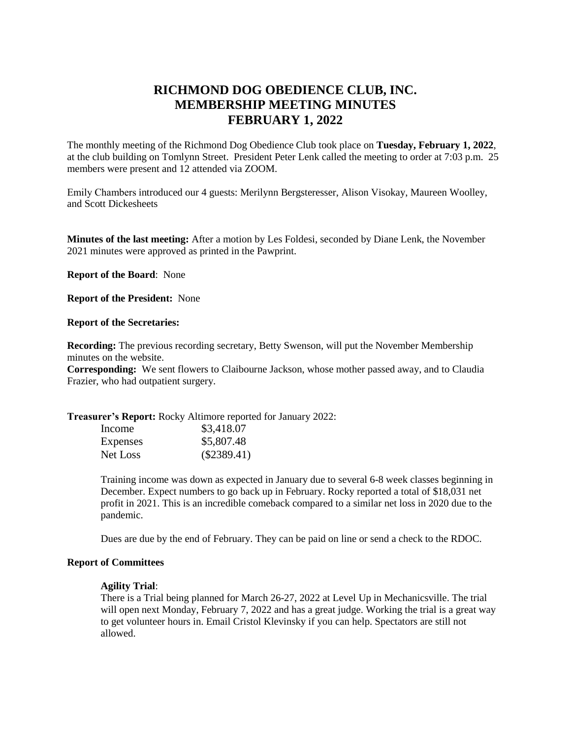# RICHMOND DOG OBEDIENCE CLUB, INC.
# MEMBERSHIP MEETING MINUTES
# FEBRUARY 1, 2022

The monthly meeting of the Richmond Dog Obedience Club took place on **Tuesday, February 1, 2022**, at the club building on Tomlynn Street. President Peter Lenk called the meeting to order at 7:03 p.m. 25 members were present and 12 attended via ZOOM.

Emily Chambers introduced our 4 guests: Merilynn Bergsteresser, Alison Visokay, Maureen Woolley, and Scott Dickesheets

**Minutes of the last meeting:** After a motion by Les Foldesi, seconded by Diane Lenk, the November 2021 minutes were approved as printed in the Pawprint.

**Report of the Board**: None

**Report of the President:** None

**Report of the Secretaries:**

**Recording:** The previous recording secretary, Betty Swenson, will put the November Membership minutes on the website.
**Corresponding:** We sent flowers to Claibourne Jackson, whose mother passed away, and to Claudia Frazier, who had outpatient surgery.

**Treasurer's Report:** Rocky Altimore reported for January 2022:

| | |
|---|---|
| Income | $3,418.07 |
| Expenses | $5,807.48 |
| Net Loss | ($2389.41) |

Training income was down as expected in January due to several 6-8 week classes beginning in December. Expect numbers to go back up in February. Rocky reported a total of $18,031 net profit in 2021. This is an incredible comeback compared to a similar net loss in 2020 due to the pandemic.

Dues are due by the end of February. They can be paid on line or send a check to the RDOC.

**Report of Committees**

**Agility Trial**:
There is a Trial being planned for March 26-27, 2022 at Level Up in Mechanicsville. The trial will open next Monday, February 7, 2022 and has a great judge. Working the trial is a great way to get volunteer hours in. Email Cristol Klevinsky if you can help. Spectators are still not allowed.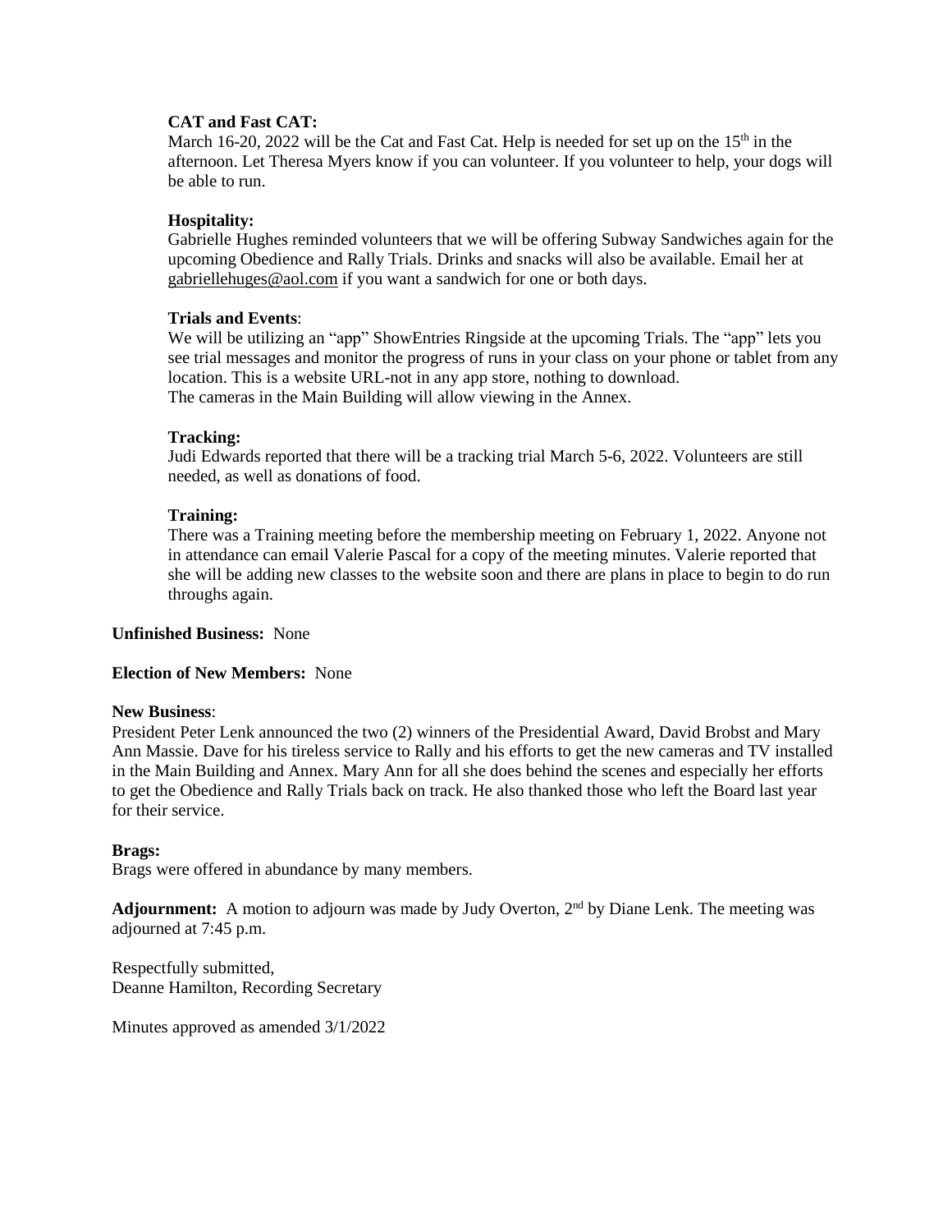**CAT and Fast CAT:**
March 16-20, 2022 will be the Cat and Fast Cat. Help is needed for set up on the 15th in the afternoon. Let Theresa Myers know if you can volunteer. If you volunteer to help, your dogs will be able to run.

**Hospitality:**
Gabrielle Hughes reminded volunteers that we will be offering Subway Sandwiches again for the upcoming Obedience and Rally Trials. Drinks and snacks will also be available. Email her at gabriellehuges@aol.com if you want a sandwich for one or both days.

**Trials and Events**:
We will be utilizing an "app" ShowEntries Ringside at the upcoming Trials. The "app" lets you see trial messages and monitor the progress of runs in your class on your phone or tablet from any location. This is a website URL-not in any app store, nothing to download.
The cameras in the Main Building will allow viewing in the Annex.

**Tracking:**
Judi Edwards reported that there will be a tracking trial March 5-6, 2022. Volunteers are still needed, as well as donations of food.

**Training:**
There was a Training meeting before the membership meeting on February 1, 2022. Anyone not in attendance can email Valerie Pascal for a copy of the meeting minutes. Valerie reported that she will be adding new classes to the website soon and there are plans in place to begin to do run throughs again.

**Unfinished Business:** None

**Election of New Members:** None

**New Business**:
President Peter Lenk announced the two (2) winners of the Presidential Award, David Brobst and Mary Ann Massie. Dave for his tireless service to Rally and his efforts to get the new cameras and TV installed in the Main Building and Annex. Mary Ann for all she does behind the scenes and especially her efforts to get the Obedience and Rally Trials back on track. He also thanked those who left the Board last year for their service.

**Brags:**
Brags were offered in abundance by many members.

**Adjournment:** A motion to adjourn was made by Judy Overton, 2nd by Diane Lenk. The meeting was adjourned at 7:45 p.m.

Respectfully submitted,
Deanne Hamilton, Recording Secretary

Minutes approved as amended 3/1/2022